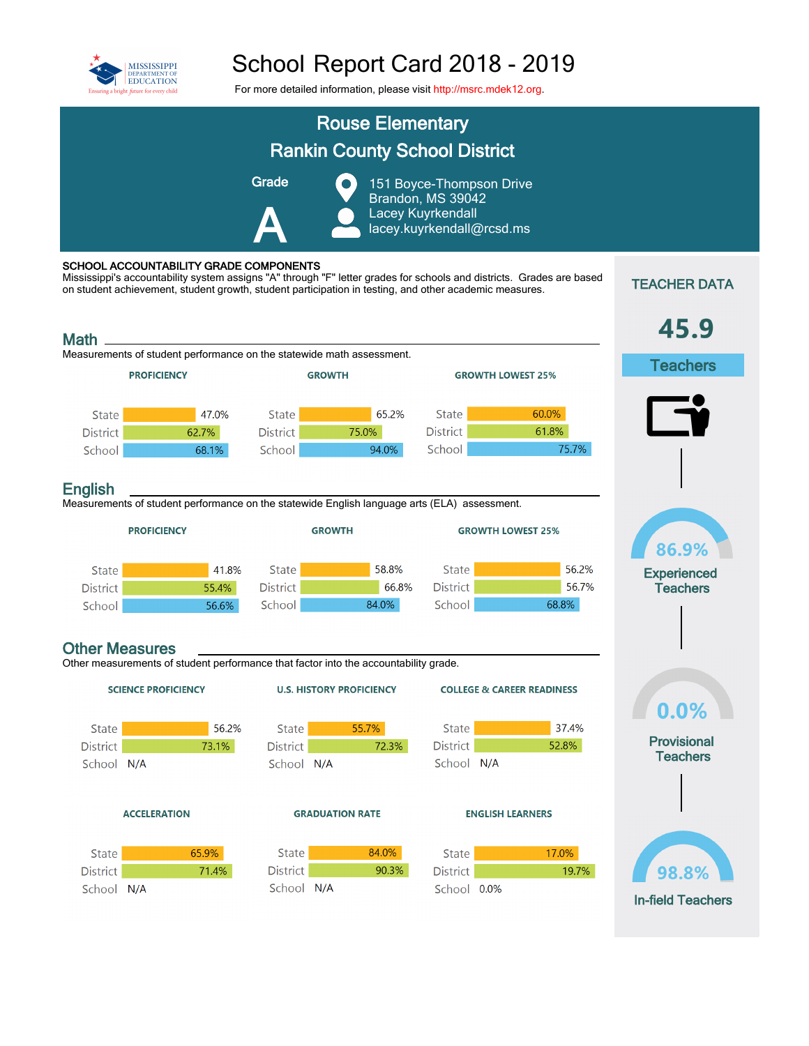# School Report Card 2018 - 2019

For more detailed information, please visit http://msrc.mdek12.org.

## Rouse Elementary
## Rankin County School District

**Grade**

**A**

151 Boyce-Thompson Drive
Brandon, MS 39042
Lacey Kuyrkendall
lacey.kuyrkendall@rcsd.ms

### SCHOOL ACCOUNTABILITY GRADE COMPONENTS

Mississippi's accountability system assigns "A" through "F" letter grades for schools and districts. Grades are based on student achievement, student growth, student participation in testing, and other academic measures.

## Math

Measurements of student performance on the statewide math assessment.

| | PROFICIENCY | GROWTH | GROWTH LOWEST 25% |
|---|---|---|---|
| State | 47.0% | 65.2% | 60.0% |
| District | 62.7% | 75.0% | 61.8% |
| School | 68.1% | 94.0% | 75.7% |

## English

Measurements of student performance on the statewide English language arts (ELA) assessment.

| | PROFICIENCY | GROWTH | GROWTH LOWEST 25% |
|---|---|---|---|
| State | 41.8% | 58.8% | 56.2% |
| District | 55.4% | 66.8% | 56.7% |
| School | 56.6% | 84.0% | 68.8% |

## Other Measures

Other measurements of student performance that factor into the accountability grade.

| | SCIENCE PROFICIENCY | U.S. HISTORY PROFICIENCY | COLLEGE & CAREER READINESS |
|---|---|---|---|
| State | 56.2% | 55.7% | 37.4% |
| District | 73.1% | 72.3% | 52.8% |
| School | N/A | N/A | N/A |

| | ACCELERATION | GRADUATION RATE | ENGLISH LEARNERS |
|---|---|---|---|
| State | 65.9% | 84.0% | 17.0% |
| District | 71.4% | 90.3% | 19.7% |
| School | N/A | N/A | 0.0% |

## TEACHER DATA

**45.9** Teachers

**86.9%** Experienced Teachers

**0.0%** Provisional Teachers

**98.8%** In-field Teachers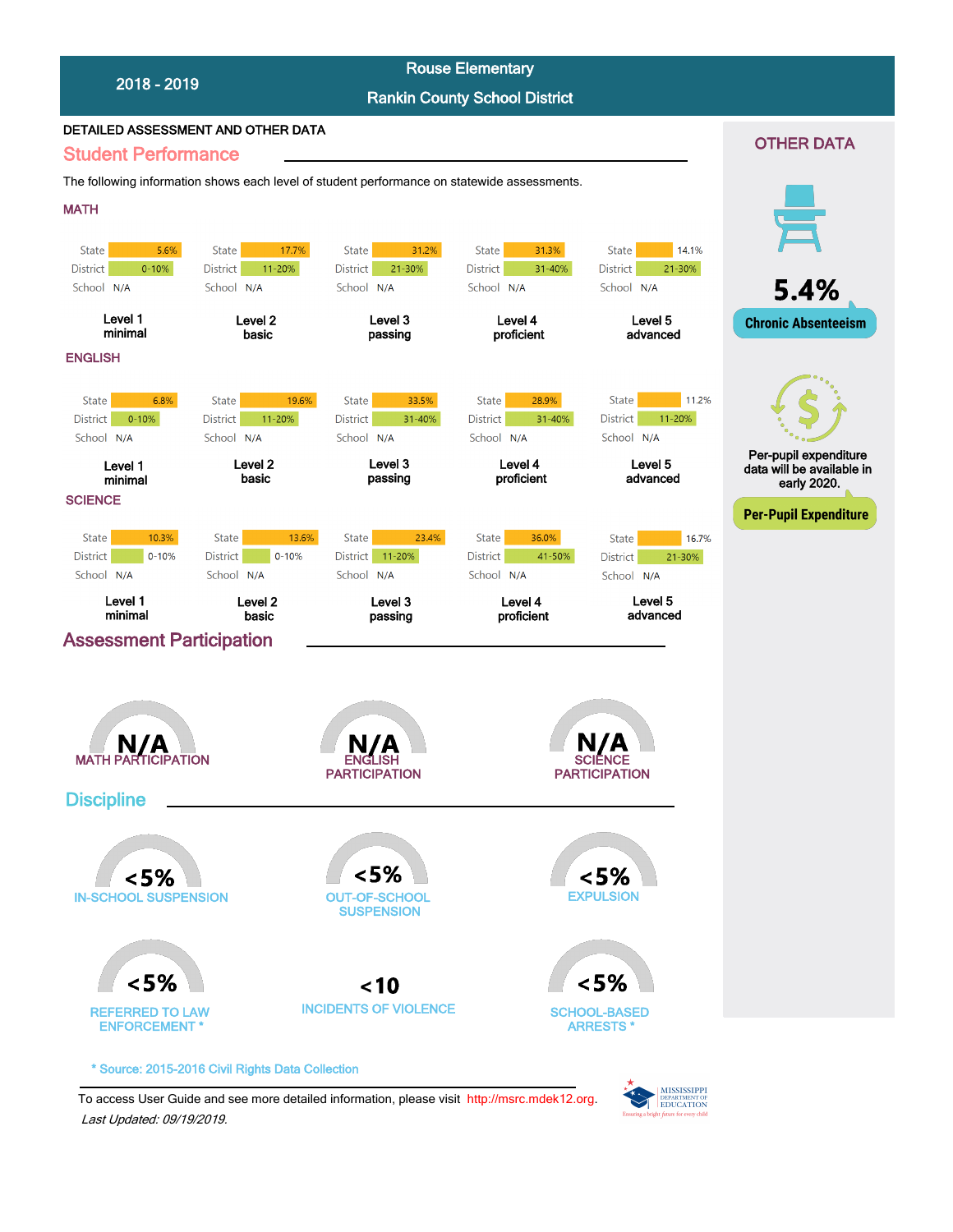2018 - 2019

# Rouse Elementary

## Rankin County School District

DETAILED ASSESSMENT AND OTHER DATA

## Student Performance

The following information shows each level of student performance on statewide assessments.

### MATH

State 5.6%
District 0-10%
School N/A
Level 1 minimal

State 17.7%
District 11-20%
School N/A
Level 2 basic

State 31.2%
District 21-30%
School N/A
Level 3 passing

State 31.3%
District 31-40%
School N/A
Level 4 proficient

State 14.1%
District 21-30%
School N/A
Level 5 advanced

### ENGLISH

State 6.8%
District 0-10%
School N/A
Level 1 minimal

State 19.6%
District 11-20%
School N/A
Level 2 basic

State 33.5%
District 31-40%
School N/A
Level 3 passing

State 28.9%
District 31-40%
School N/A
Level 4 proficient

State 11.2%
District 11-20%
School N/A
Level 5 advanced

### SCIENCE

State 10.3%
District 0-10%
School N/A
Level 1 minimal

State 13.6%
District 0-10%
School N/A
Level 2 basic

State 23.4%
District 11-20%
School N/A
Level 3 passing

State 36.0%
District 41-50%
School N/A
Level 4 proficient

State 16.7%
District 21-30%
School N/A
Level 5 advanced

## Assessment Participation

N/A
MATH PARTICIPATION

N/A
ENGLISH PARTICIPATION

N/A
SCIENCE PARTICIPATION

## Discipline

<5%
IN-SCHOOL SUSPENSION

<5%
OUT-OF-SCHOOL SUSPENSION

<5%
EXPULSION

<5%
REFERRED TO LAW ENFORCEMENT *

<10
INCIDENTS OF VIOLENCE

<5%
SCHOOL-BASED ARRESTS *

* Source: 2015-2016 Civil Rights Data Collection

## OTHER DATA

5.4%
Chronic Absenteeism

Per-pupil expenditure data will be available in early 2020.
Per-Pupil Expenditure

To access User Guide and see more detailed information, please visit http://msrc.mdek12.org.

*Last Updated: 09/19/2019.*

MISSISSIPPI DEPARTMENT OF EDUCATION
Ensuring a bright future for every child